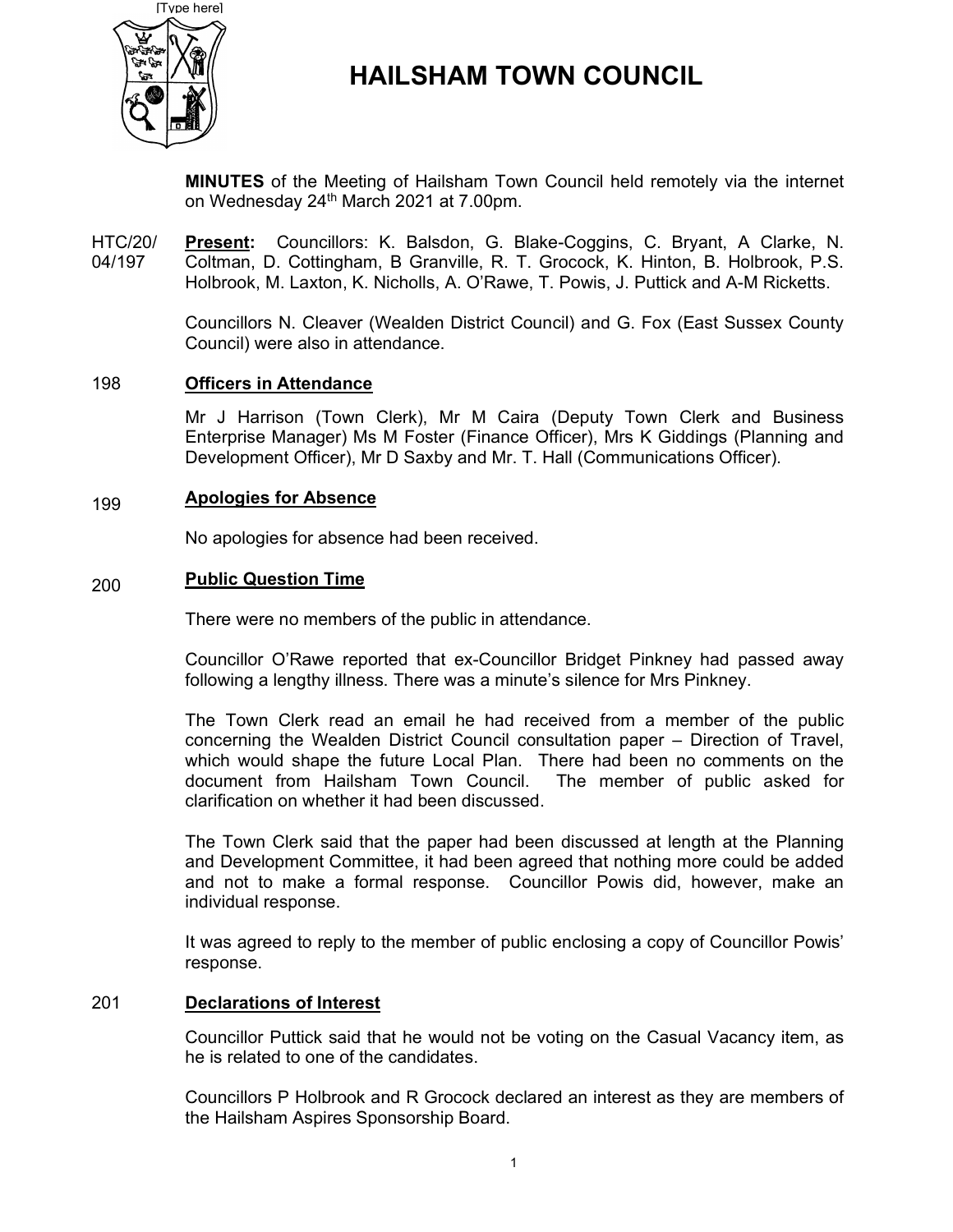# HAILSHAM TOWN COUNCIL

**MINUTES** of the Meeting of Hailsham Town Council held remotely via the internet on Wednesday 24th March 2021 at 7.00pm.

HTC/20/04/197 **Present:** Councillors: K. Balsdon, G. Blake-Coggins, C. Bryant, A Clarke, N. Coltman, D. Cottingham, B Granville, R. T. Grocock, K. Hinton, B. Holbrook, P.S. Holbrook, M. Laxton, K. Nicholls, A. O'Rawe, T. Powis, J. Puttick and A-M Ricketts.

Councillors N. Cleaver (Wealden District Council) and G. Fox (East Sussex County Council) were also in attendance.

## 198 Officers in Attendance

Mr J Harrison (Town Clerk), Mr M Caira (Deputy Town Clerk and Business Enterprise Manager) Ms M Foster (Finance Officer), Mrs K Giddings (Planning and Development Officer), Mr D Saxby and Mr. T. Hall (Communications Officer).

## 199 Apologies for Absence

No apologies for absence had been received.

## 200 Public Question Time

There were no members of the public in attendance.

Councillor O'Rawe reported that ex-Councillor Bridget Pinkney had passed away following a lengthy illness. There was a minute's silence for Mrs Pinkney.

The Town Clerk read an email he had received from a member of the public concerning the Wealden District Council consultation paper – Direction of Travel, which would shape the future Local Plan. There had been no comments on the document from Hailsham Town Council. The member of public asked for clarification on whether it had been discussed.

The Town Clerk said that the paper had been discussed at length at the Planning and Development Committee, it had been agreed that nothing more could be added and not to make a formal response. Councillor Powis did, however, make an individual response.

It was agreed to reply to the member of public enclosing a copy of Councillor Powis' response.

## 201 Declarations of Interest

Councillor Puttick said that he would not be voting on the Casual Vacancy item, as he is related to one of the candidates.

Councillors P Holbrook and R Grocock declared an interest as they are members of the Hailsham Aspires Sponsorship Board.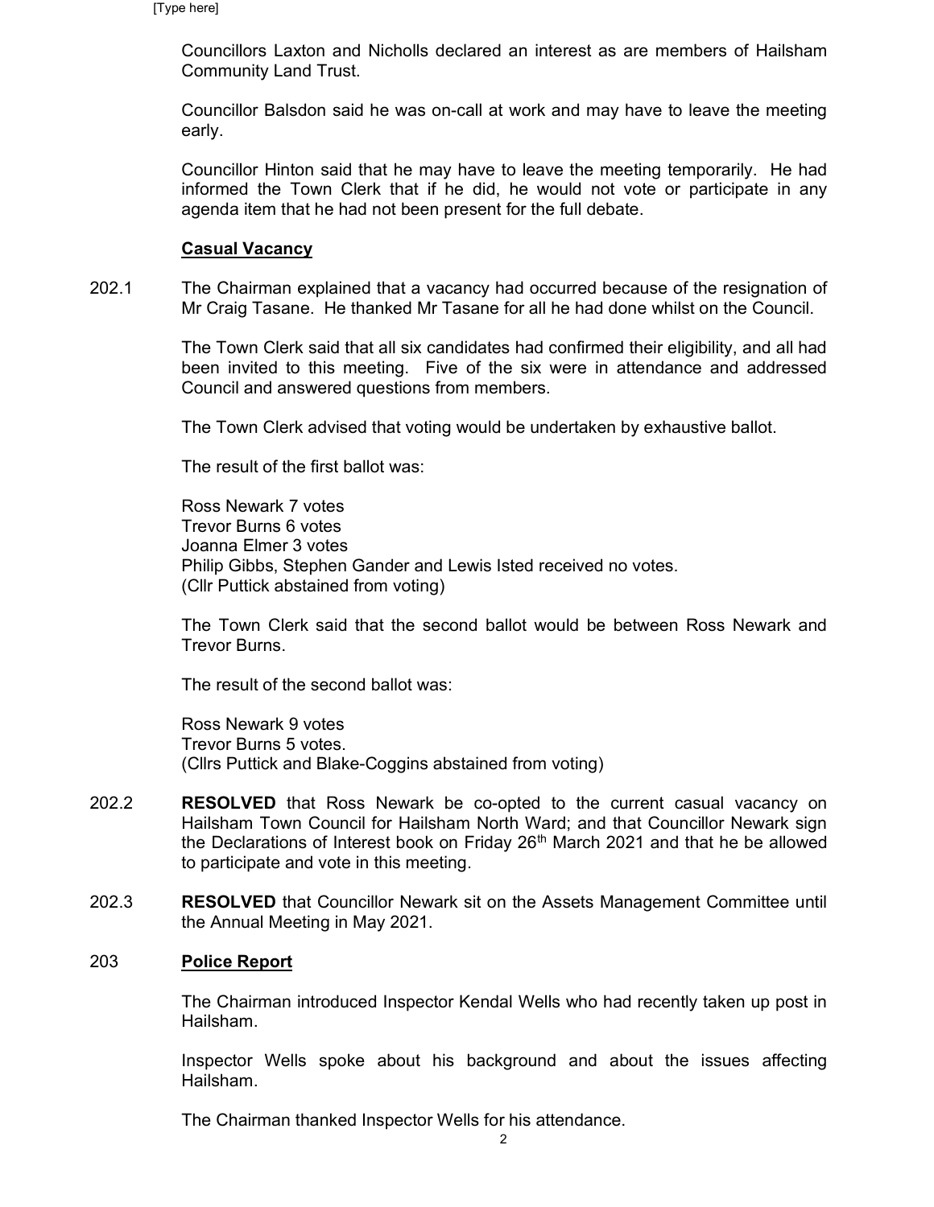Councillors Laxton and Nicholls declared an interest as are members of Hailsham Community Land Trust.

Councillor Balsdon said he was on-call at work and may have to leave the meeting early.

Councillor Hinton said that he may have to leave the meeting temporarily. He had informed the Town Clerk that if he did, he would not vote or participate in any agenda item that he had not been present for the full debate.

**Casual Vacancy**

202.1 The Chairman explained that a vacancy had occurred because of the resignation of Mr Craig Tasane. He thanked Mr Tasane for all he had done whilst on the Council.

The Town Clerk said that all six candidates had confirmed their eligibility, and all had been invited to this meeting. Five of the six were in attendance and addressed Council and answered questions from members.

The Town Clerk advised that voting would be undertaken by exhaustive ballot.

The result of the first ballot was:

Ross Newark 7 votes
Trevor Burns 6 votes
Joanna Elmer 3 votes
Philip Gibbs, Stephen Gander and Lewis Isted received no votes.
(Cllr Puttick abstained from voting)

The Town Clerk said that the second ballot would be between Ross Newark and Trevor Burns.

The result of the second ballot was:

Ross Newark 9 votes
Trevor Burns 5 votes.
(Cllrs Puttick and Blake-Coggins abstained from voting)

202.2 **RESOLVED** that Ross Newark be co-opted to the current casual vacancy on Hailsham Town Council for Hailsham North Ward; and that Councillor Newark sign the Declarations of Interest book on Friday 26th March 2021 and that he be allowed to participate and vote in this meeting.

202.3 **RESOLVED** that Councillor Newark sit on the Assets Management Committee until the Annual Meeting in May 2021.

## 203 **Police Report**

The Chairman introduced Inspector Kendal Wells who had recently taken up post in Hailsham.

Inspector Wells spoke about his background and about the issues affecting Hailsham.

The Chairman thanked Inspector Wells for his attendance.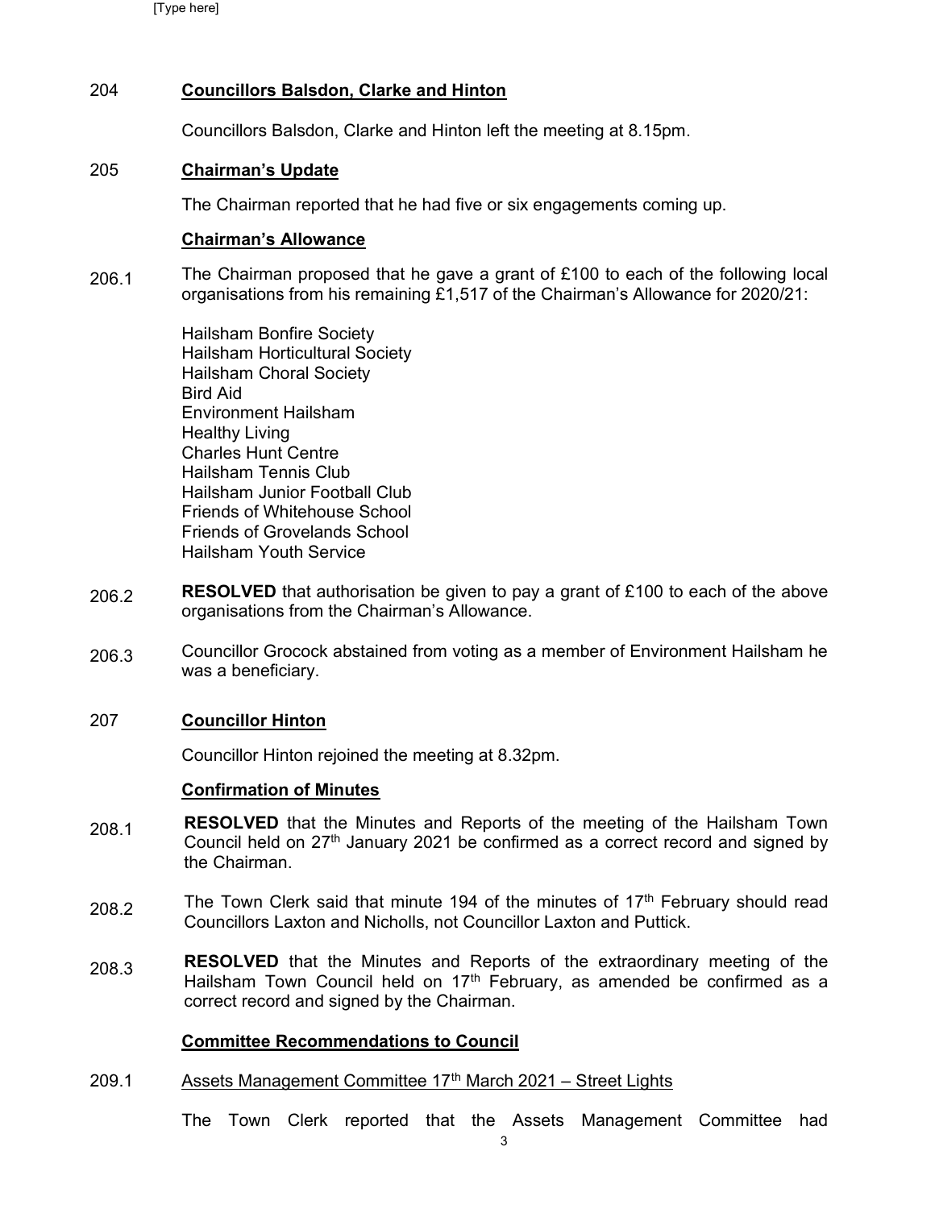204 **Councillors Balsdon, Clarke and Hinton**

Councillors Balsdon, Clarke and Hinton left the meeting at 8.15pm.

205 **Chairman's Update**

The Chairman reported that he had five or six engagements coming up.

**Chairman's Allowance**

206.1 The Chairman proposed that he gave a grant of £100 to each of the following local organisations from his remaining £1,517 of the Chairman's Allowance for 2020/21:

Hailsham Bonfire Society
Hailsham Horticultural Society
Hailsham Choral Society
Bird Aid
Environment Hailsham
Healthy Living
Charles Hunt Centre
Hailsham Tennis Club
Hailsham Junior Football Club
Friends of Whitehouse School
Friends of Grovelands School
Hailsham Youth Service

206.2 **RESOLVED** that authorisation be given to pay a grant of £100 to each of the above organisations from the Chairman's Allowance.

206.3 Councillor Grocock abstained from voting as a member of Environment Hailsham he was a beneficiary.

207 **Councillor Hinton**

Councillor Hinton rejoined the meeting at 8.32pm.

**Confirmation of Minutes**

208.1 **RESOLVED** that the Minutes and Reports of the meeting of the Hailsham Town Council held on 27th January 2021 be confirmed as a correct record and signed by the Chairman.

208.2 The Town Clerk said that minute 194 of the minutes of 17th February should read Councillors Laxton and Nicholls, not Councillor Laxton and Puttick.

208.3 **RESOLVED** that the Minutes and Reports of the extraordinary meeting of the Hailsham Town Council held on 17th February, as amended be confirmed as a correct record and signed by the Chairman.

**Committee Recommendations to Council**

209.1 Assets Management Committee 17th March 2021 – Street Lights

The Town Clerk reported that the Assets Management Committee had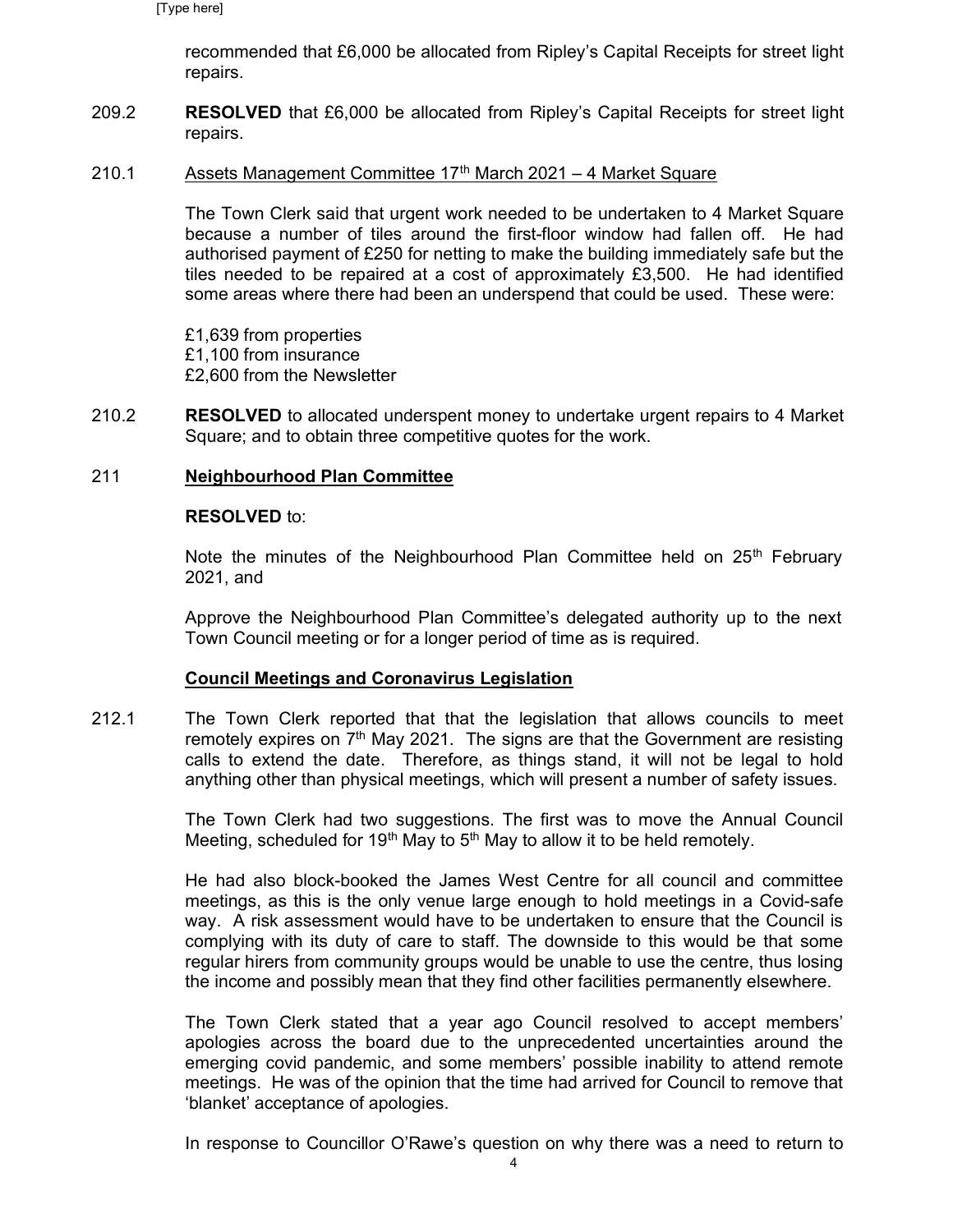recommended that £6,000 be allocated from Ripley's Capital Receipts for street light repairs.

209.2 **RESOLVED** that £6,000 be allocated from Ripley's Capital Receipts for street light repairs.

210.1 <u>Assets Management Committee 17th March 2021 – 4 Market Square</u>

The Town Clerk said that urgent work needed to be undertaken to 4 Market Square because a number of tiles around the first-floor window had fallen off. He had authorised payment of £250 for netting to make the building immediately safe but the tiles needed to be repaired at a cost of approximately £3,500. He had identified some areas where there had been an underspend that could be used. These were:

£1,639 from properties
£1,100 from insurance
£2,600 from the Newsletter

210.2 **RESOLVED** to allocated underspent money to undertake urgent repairs to 4 Market Square; and to obtain three competitive quotes for the work.

211 **<u>Neighbourhood Plan Committee</u>**

**RESOLVED** to:

Note the minutes of the Neighbourhood Plan Committee held on 25th February 2021, and

Approve the Neighbourhood Plan Committee's delegated authority up to the next Town Council meeting or for a longer period of time as is required.

**<u>Council Meetings and Coronavirus Legislation</u>**

212.1 The Town Clerk reported that that the legislation that allows councils to meet remotely expires on 7th May 2021. The signs are that the Government are resisting calls to extend the date. Therefore, as things stand, it will not be legal to hold anything other than physical meetings, which will present a number of safety issues.

The Town Clerk had two suggestions. The first was to move the Annual Council Meeting, scheduled for 19th May to 5th May to allow it to be held remotely.

He had also block-booked the James West Centre for all council and committee meetings, as this is the only venue large enough to hold meetings in a Covid-safe way. A risk assessment would have to be undertaken to ensure that the Council is complying with its duty of care to staff. The downside to this would be that some regular hirers from community groups would be unable to use the centre, thus losing the income and possibly mean that they find other facilities permanently elsewhere.

The Town Clerk stated that a year ago Council resolved to accept members' apologies across the board due to the unprecedented uncertainties around the emerging covid pandemic, and some members' possible inability to attend remote meetings. He was of the opinion that the time had arrived for Council to remove that 'blanket' acceptance of apologies.

In response to Councillor O'Rawe's question on why there was a need to return to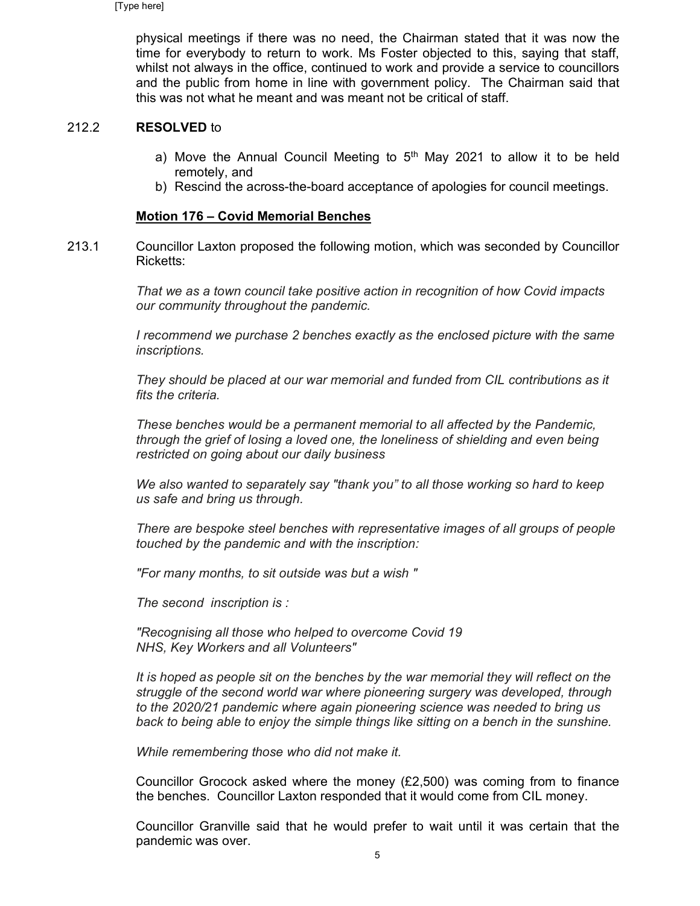physical meetings if there was no need, the Chairman stated that it was now the time for everybody to return to work. Ms Foster objected to this, saying that staff, whilst not always in the office, continued to work and provide a service to councillors and the public from home in line with government policy. The Chairman said that this was not what he meant and was meant not be critical of staff.

212.2 **RESOLVED** to

a) Move the Annual Council Meeting to 5th May 2021 to allow it to be held remotely, and
b) Rescind the across-the-board acceptance of apologies for council meetings.

**Motion 176 – Covid Memorial Benches**

213.1 Councillor Laxton proposed the following motion, which was seconded by Councillor Ricketts:

*That we as a town council take positive action in recognition of how Covid impacts our community throughout the pandemic.*

*I recommend we purchase 2 benches exactly as the enclosed picture with the same inscriptions.*

*They should be placed at our war memorial and funded from CIL contributions as it fits the criteria.*

*These benches would be a permanent memorial to all affected by the Pandemic, through the grief of losing a loved one, the loneliness of shielding and even being restricted on going about our daily business*

*We also wanted to separately say "thank you" to all those working so hard to keep us safe and bring us through.*

*There are bespoke steel benches with representative images of all groups of people touched by the pandemic and with the inscription:*

*"For many months, to sit outside was but a wish "*

*The second inscription is :*

*"Recognising all those who helped to overcome Covid 19*
*NHS, Key Workers and all Volunteers"*

*It is hoped as people sit on the benches by the war memorial they will reflect on the struggle of the second world war where pioneering surgery was developed, through to the 2020/21 pandemic where again pioneering science was needed to bring us back to being able to enjoy the simple things like sitting on a bench in the sunshine.*

*While remembering those who did not make it.*

Councillor Grocock asked where the money (£2,500) was coming from to finance the benches. Councillor Laxton responded that it would come from CIL money.

Councillor Granville said that he would prefer to wait until it was certain that the pandemic was over.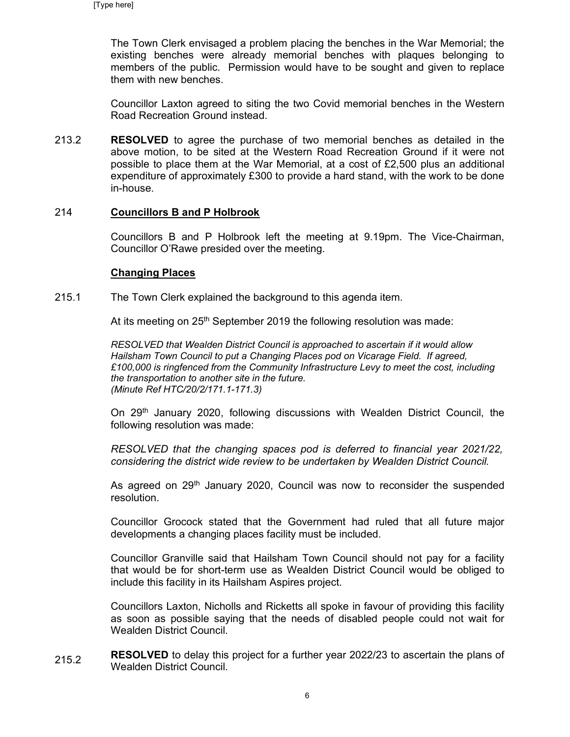The Town Clerk envisaged a problem placing the benches in the War Memorial; the existing benches were already memorial benches with plaques belonging to members of the public. Permission would have to be sought and given to replace them with new benches.

Councillor Laxton agreed to siting the two Covid memorial benches in the Western Road Recreation Ground instead.

213.2 **RESOLVED** to agree the purchase of two memorial benches as detailed in the above motion, to be sited at the Western Road Recreation Ground if it were not possible to place them at the War Memorial, at a cost of £2,500 plus an additional expenditure of approximately £300 to provide a hard stand, with the work to be done in-house.

214 **Councillors B and P Holbrook**

Councillors B and P Holbrook left the meeting at 9.19pm. The Vice-Chairman, Councillor O'Rawe presided over the meeting.

**Changing Places**

215.1 The Town Clerk explained the background to this agenda item.

At its meeting on 25th September 2019 the following resolution was made:

*RESOLVED that Wealden District Council is approached to ascertain if it would allow Hailsham Town Council to put a Changing Places pod on Vicarage Field. If agreed, £100,000 is ringfenced from the Community Infrastructure Levy to meet the cost, including the transportation to another site in the future.*
*(Minute Ref HTC/20/2/171.1-171.3)*

On 29th January 2020, following discussions with Wealden District Council, the following resolution was made:

*RESOLVED that the changing spaces pod is deferred to financial year 2021/22, considering the district wide review to be undertaken by Wealden District Council.*

As agreed on 29th January 2020, Council was now to reconsider the suspended resolution.

Councillor Grocock stated that the Government had ruled that all future major developments a changing places facility must be included.

Councillor Granville said that Hailsham Town Council should not pay for a facility that would be for short-term use as Wealden District Council would be obliged to include this facility in its Hailsham Aspires project.

Councillors Laxton, Nicholls and Ricketts all spoke in favour of providing this facility as soon as possible saying that the needs of disabled people could not wait for Wealden District Council.

215.2 **RESOLVED** to delay this project for a further year 2022/23 to ascertain the plans of Wealden District Council.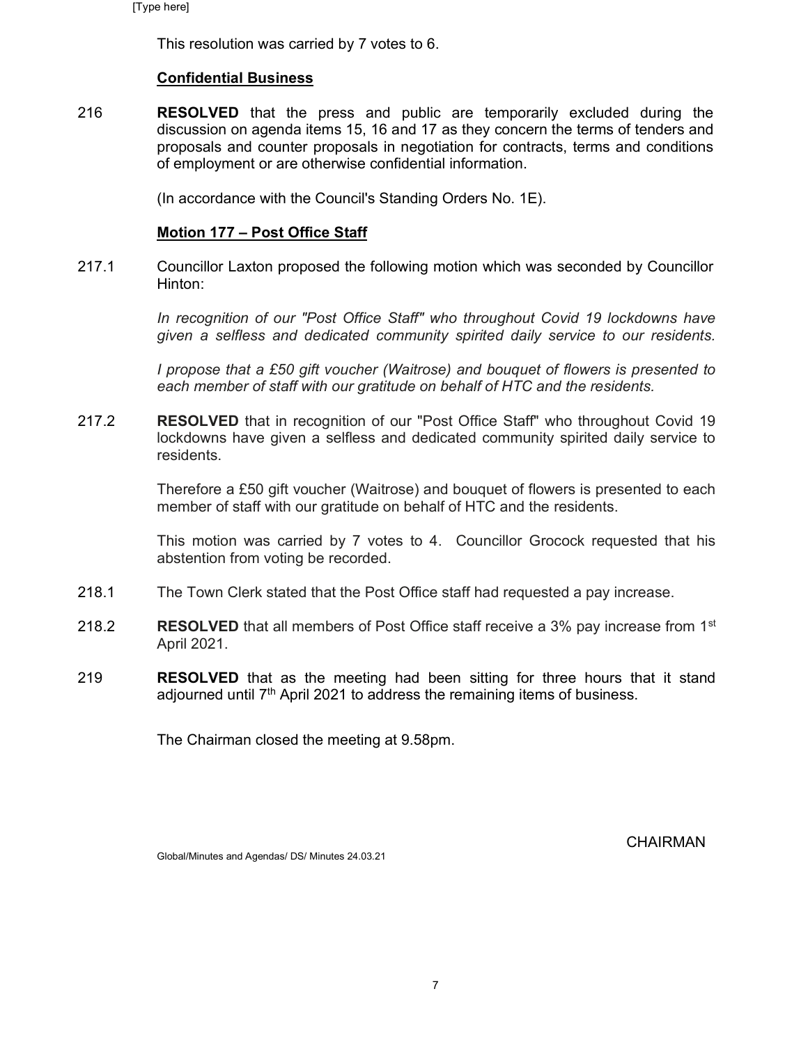This resolution was carried by 7 votes to 6.

**Confidential Business**

216 **RESOLVED** that the press and public are temporarily excluded during the discussion on agenda items 15, 16 and 17 as they concern the terms of tenders and proposals and counter proposals in negotiation for contracts, terms and conditions of employment or are otherwise confidential information.

(In accordance with the Council's Standing Orders No. 1E).

**Motion 177 – Post Office Staff**

217.1 Councillor Laxton proposed the following motion which was seconded by Councillor Hinton:

*In recognition of our "Post Office Staff" who throughout Covid 19 lockdowns have given a selfless and dedicated community spirited daily service to our residents.*

*I propose that a £50 gift voucher (Waitrose) and bouquet of flowers is presented to each member of staff with our gratitude on behalf of HTC and the residents.*

217.2 **RESOLVED** that in recognition of our "Post Office Staff" who throughout Covid 19 lockdowns have given a selfless and dedicated community spirited daily service to residents.

Therefore a £50 gift voucher (Waitrose) and bouquet of flowers is presented to each member of staff with our gratitude on behalf of HTC and the residents.

This motion was carried by 7 votes to 4. Councillor Grocock requested that his abstention from voting be recorded.

218.1 The Town Clerk stated that the Post Office staff had requested a pay increase.

218.2 **RESOLVED** that all members of Post Office staff receive a 3% pay increase from 1st April 2021.

219 **RESOLVED** that as the meeting had been sitting for three hours that it stand adjourned until 7th April 2021 to address the remaining items of business.

The Chairman closed the meeting at 9.58pm.

CHAIRMAN

Global/Minutes and Agendas/ DS/ Minutes 24.03.21